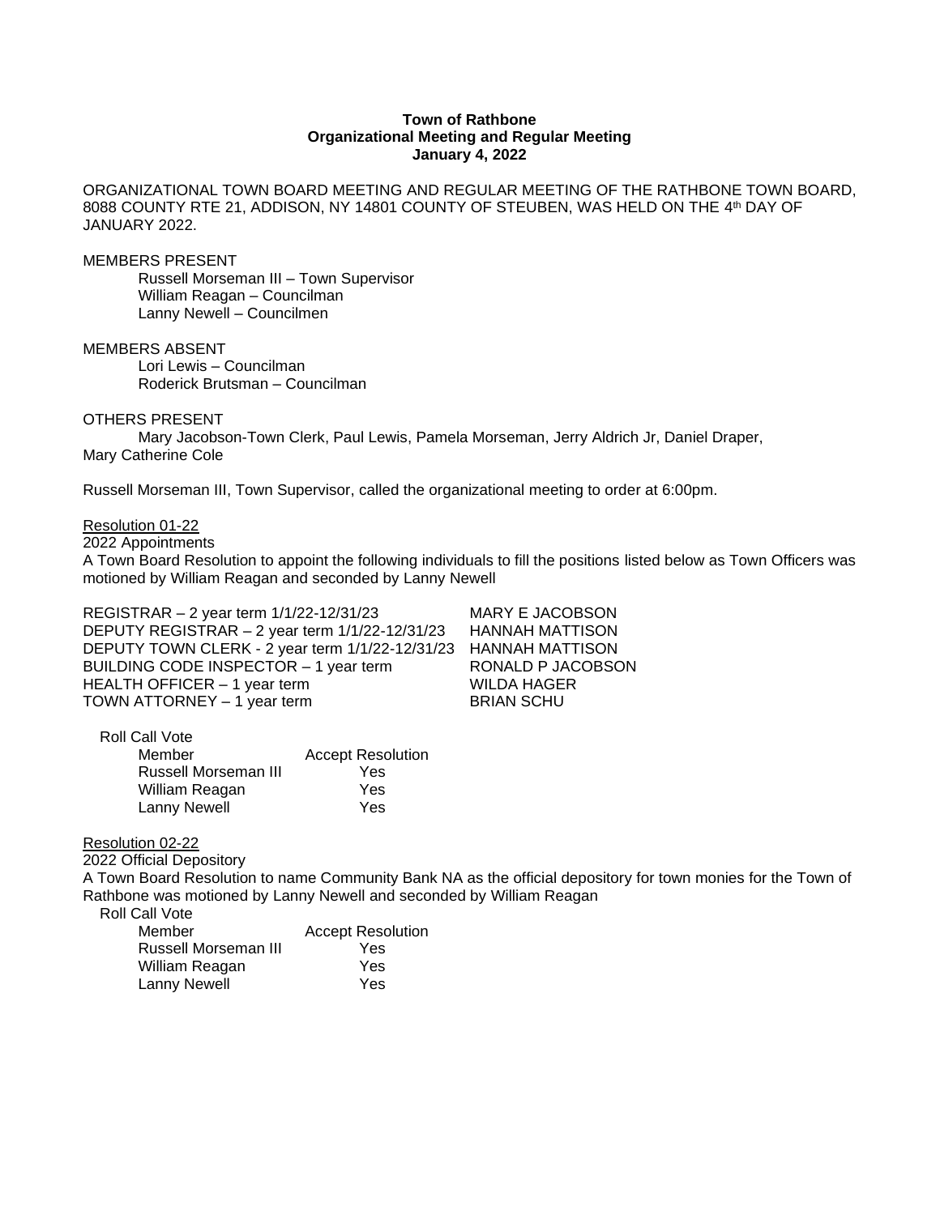**Town of Rathbone**
**Organizational Meeting and Regular Meeting**
**January 4, 2022**

ORGANIZATIONAL TOWN BOARD MEETING AND REGULAR MEETING OF THE RATHBONE TOWN BOARD, 8088 COUNTY RTE 21, ADDISON, NY 14801 COUNTY OF STEUBEN, WAS HELD ON THE 4th DAY OF JANUARY 2022.

MEMBERS PRESENT
Russell Morseman III – Town Supervisor
William Reagan – Councilman
Lanny Newell – Councilmen

MEMBERS ABSENT
Lori Lewis – Councilman
Roderick Brutsman – Councilman

OTHERS PRESENT
Mary Jacobson-Town Clerk, Paul Lewis, Pamela Morseman, Jerry Aldrich Jr, Daniel Draper, Mary Catherine Cole

Russell Morseman III, Town Supervisor, called the organizational meeting to order at 6:00pm.

Resolution 01-22
2022 Appointments
A Town Board Resolution to appoint the following individuals to fill the positions listed below as Town Officers was motioned by William Reagan and seconded by Lanny Newell

| | |
|---|---|
| REGISTRAR – 2 year term 1/1/22-12/31/23 | MARY E JACOBSON |
| DEPUTY REGISTRAR – 2 year term 1/1/22-12/31/23 | HANNAH MATTISON |
| DEPUTY TOWN CLERK - 2 year term 1/1/22-12/31/23 | HANNAH MATTISON |
| BUILDING CODE INSPECTOR – 1 year term | RONALD P JACOBSON |
| HEALTH OFFICER – 1 year term | WILDA HAGER |
| TOWN ATTORNEY – 1 year term | BRIAN SCHU |

Roll Call Vote

| Member | Accept Resolution |
|---|---|
| Russell Morseman III | Yes |
| William Reagan | Yes |
| Lanny Newell | Yes |

Resolution 02-22
2022 Official Depository
A Town Board Resolution to name Community Bank NA as the official depository for town monies for the Town of Rathbone was motioned by Lanny Newell and seconded by William Reagan

Roll Call Vote

| Member | Accept Resolution |
|---|---|
| Russell Morseman III | Yes |
| William Reagan | Yes |
| Lanny Newell | Yes |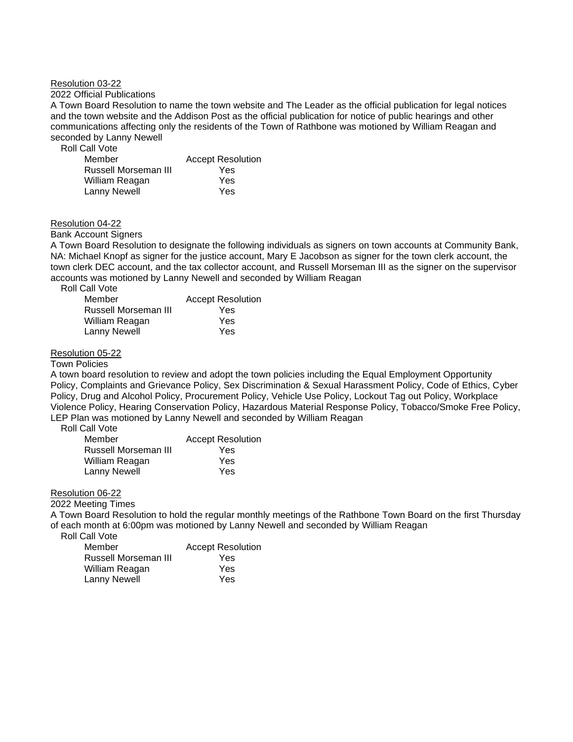Resolution 03-22

2022 Official Publications

A Town Board Resolution to name the town website and The Leader as the official publication for legal notices and the town website and the Addison Post as the official publication for notice of public hearings and other communications affecting only the residents of the Town of Rathbone was motioned by William Reagan and seconded by Lanny Newell

Roll Call Vote

| Member | Accept Resolution |
|---|---|
| Russell Morseman III | Yes |
| William Reagan | Yes |
| Lanny Newell | Yes |

Resolution 04-22

Bank Account Signers

A Town Board Resolution to designate the following individuals as signers on town accounts at Community Bank, NA: Michael Knopf as signer for the justice account, Mary E Jacobson as signer for the town clerk account, the town clerk DEC account, and the tax collector account, and Russell Morseman III as the signer on the supervisor accounts was motioned by Lanny Newell and seconded by William Reagan

Roll Call Vote

| Member | Accept Resolution |
|---|---|
| Russell Morseman III | Yes |
| William Reagan | Yes |
| Lanny Newell | Yes |

Resolution 05-22

Town Policies

A town board resolution to review and adopt the town policies including the Equal Employment Opportunity Policy, Complaints and Grievance Policy, Sex Discrimination & Sexual Harassment Policy, Code of Ethics, Cyber Policy, Drug and Alcohol Policy, Procurement Policy, Vehicle Use Policy, Lockout Tag out Policy, Workplace Violence Policy, Hearing Conservation Policy, Hazardous Material Response Policy, Tobacco/Smoke Free Policy, LEP Plan was motioned by Lanny Newell and seconded by William Reagan

Roll Call Vote

| Member | Accept Resolution |
|---|---|
| Russell Morseman III | Yes |
| William Reagan | Yes |
| Lanny Newell | Yes |

Resolution 06-22

2022 Meeting Times

A Town Board Resolution to hold the regular monthly meetings of the Rathbone Town Board on the first Thursday of each month at 6:00pm was motioned by Lanny Newell and seconded by William Reagan

Roll Call Vote

| Member | Accept Resolution |
|---|---|
| Russell Morseman III | Yes |
| William Reagan | Yes |
| Lanny Newell | Yes |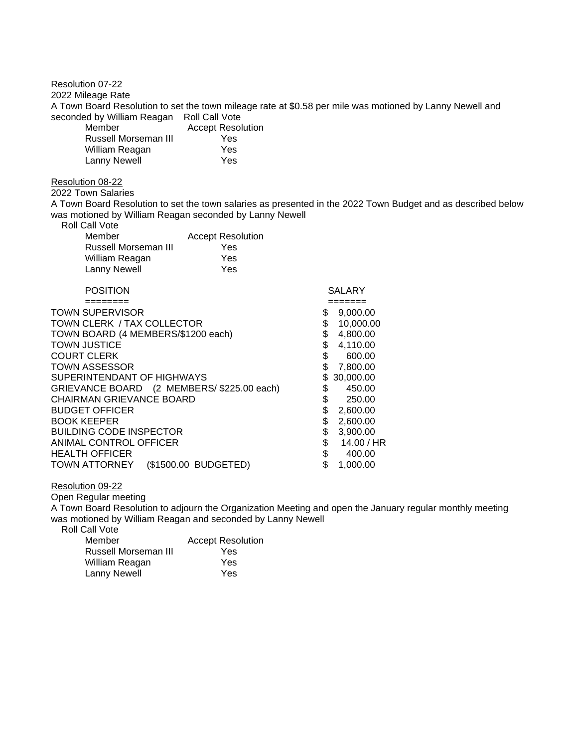Resolution 07-22

2022 Mileage Rate

A Town Board Resolution to set the town mileage rate at $0.58 per mile was motioned by Lanny Newell and seconded by William Reagan Roll Call Vote

| Member | Accept Resolution |
|---|---|
| Russell Morseman III | Yes |
| William Reagan | Yes |
| Lanny Newell | Yes |

Resolution 08-22

2022 Town Salaries

A Town Board Resolution to set the town salaries as presented in the 2022 Town Budget and as described below was motioned by William Reagan seconded by Lanny Newell

Roll Call Vote

| Member | Accept Resolution |
|---|---|
| Russell Morseman III | Yes |
| William Reagan | Yes |
| Lanny Newell | Yes |

| POSITION | SALARY |
|---|---|
| TOWN SUPERVISOR | $ 9,000.00 |
| TOWN CLERK / TAX COLLECTOR | $ 10,000.00 |
| TOWN BOARD (4 MEMBERS/$1200 each) | $ 4,800.00 |
| TOWN JUSTICE | $ 4,110.00 |
| COURT CLERK | $ 600.00 |
| TOWN ASSESSOR | $ 7,800.00 |
| SUPERINTENDANT OF HIGHWAYS | $ 30,000.00 |
| GRIEVANCE BOARD (2 MEMBERS/ $225.00 each) | $ 450.00 |
| CHAIRMAN GRIEVANCE BOARD | $ 250.00 |
| BUDGET OFFICER | $ 2,600.00 |
| BOOK KEEPER | $ 2,600.00 |
| BUILDING CODE INSPECTOR | $ 3,900.00 |
| ANIMAL CONTROL OFFICER | $ 14.00 / HR |
| HEALTH OFFICER | $ 400.00 |
| TOWN ATTORNEY ($1500.00 BUDGETED) | $ 1,000.00 |

Resolution 09-22

Open Regular meeting

A Town Board Resolution to adjourn the Organization Meeting and open the January regular monthly meeting was motioned by William Reagan and seconded by Lanny Newell

Roll Call Vote

| Member | Accept Resolution |
|---|---|
| Russell Morseman III | Yes |
| William Reagan | Yes |
| Lanny Newell | Yes |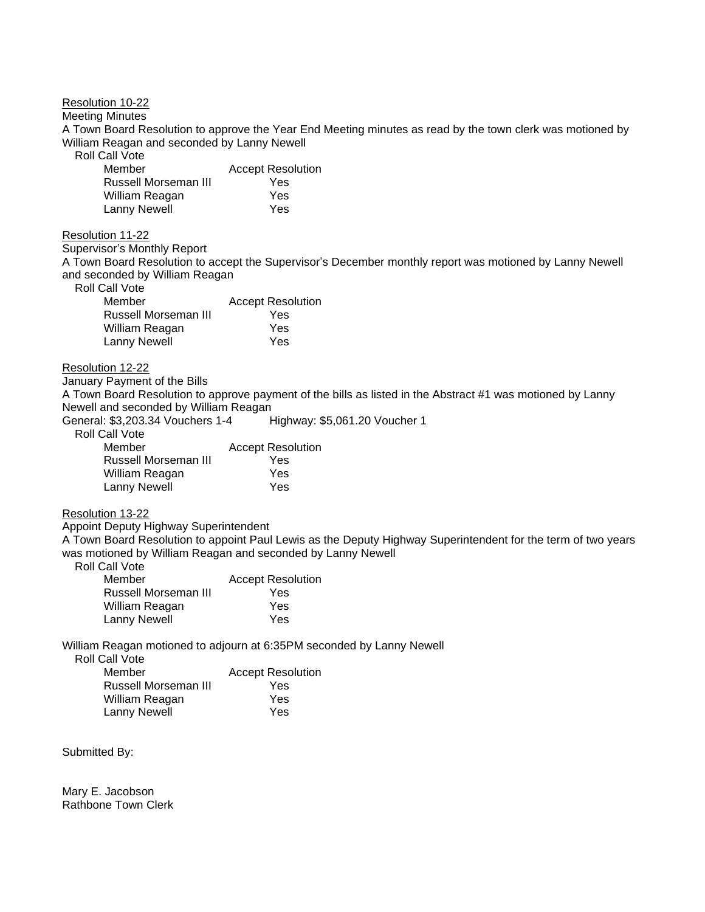Resolution 10-22

Meeting Minutes

A Town Board Resolution to approve the Year End Meeting minutes as read by the town clerk was motioned by William Reagan and seconded by Lanny Newell

Roll Call Vote

| Member | Accept Resolution |
|---|---|
| Russell Morseman III | Yes |
| William Reagan | Yes |
| Lanny Newell | Yes |

Resolution 11-22

Supervisor's Monthly Report

A Town Board Resolution to accept the Supervisor's December monthly report was motioned by Lanny Newell and seconded by William Reagan

Roll Call Vote

| Member | Accept Resolution |
|---|---|
| Russell Morseman III | Yes |
| William Reagan | Yes |
| Lanny Newell | Yes |

Resolution 12-22

January Payment of the Bills

A Town Board Resolution to approve payment of the bills as listed in the Abstract #1 was motioned by Lanny Newell and seconded by William Reagan

General: $3,203.34 Vouchers 1-4     Highway: $5,061.20 Voucher 1

Roll Call Vote

| Member | Accept Resolution |
|---|---|
| Russell Morseman III | Yes |
| William Reagan | Yes |
| Lanny Newell | Yes |

Resolution 13-22

Appoint Deputy Highway Superintendent

A Town Board Resolution to appoint Paul Lewis as the Deputy Highway Superintendent for the term of two years was motioned by William Reagan and seconded by Lanny Newell

Roll Call Vote

| Member | Accept Resolution |
|---|---|
| Russell Morseman III | Yes |
| William Reagan | Yes |
| Lanny Newell | Yes |

William Reagan motioned to adjourn at 6:35PM seconded by Lanny Newell

Roll Call Vote

| Member | Accept Resolution |
|---|---|
| Russell Morseman III | Yes |
| William Reagan | Yes |
| Lanny Newell | Yes |

Submitted By:

Mary E. Jacobson
Rathbone Town Clerk